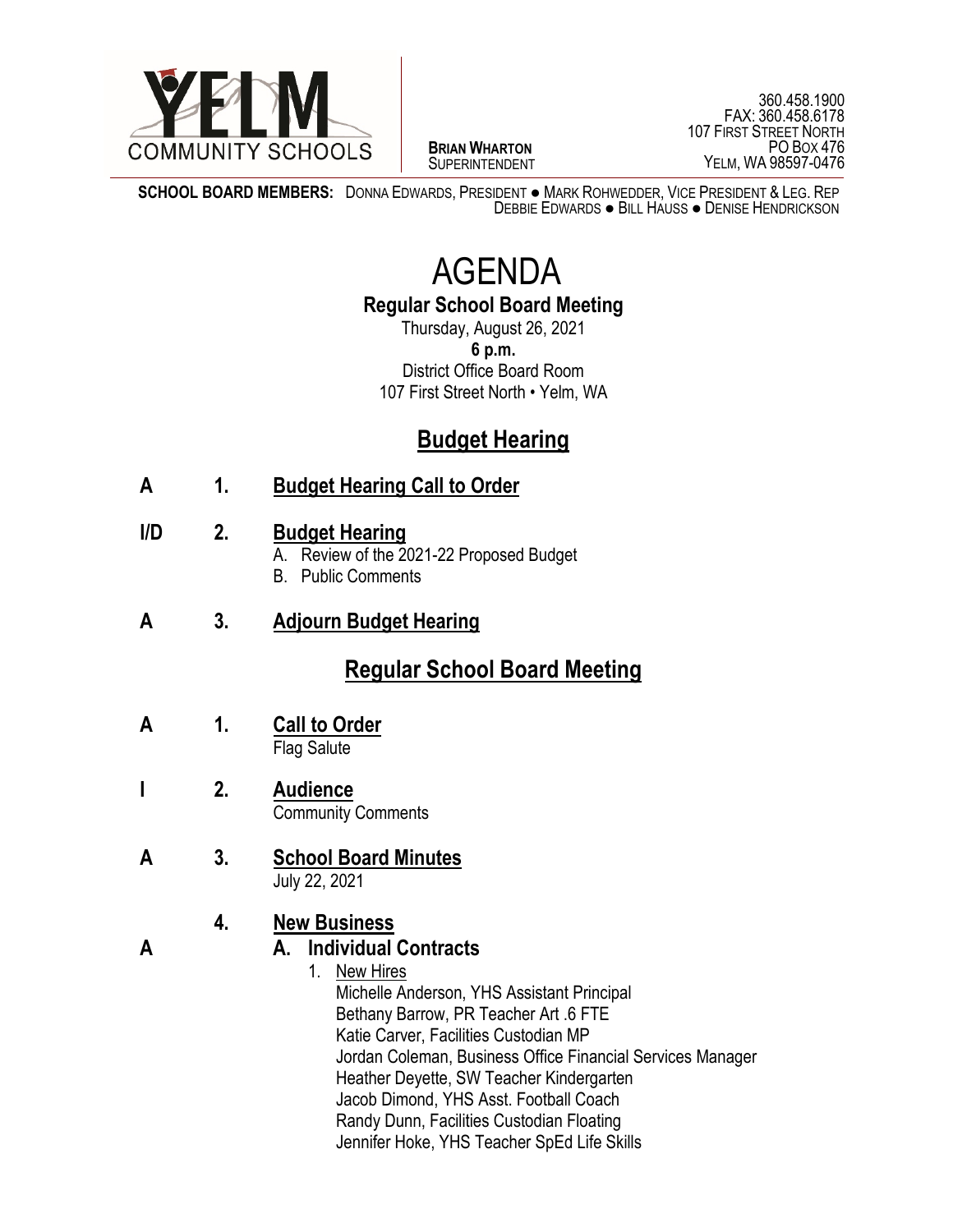YELM COMMUNITY SCHOOLS

**BRIAN WHARTON**
SUPERINTENDENT

360.458.1900
FAX: 360.458.6178
107 FIRST STREET NORTH
PO BOX 476
YELM, WA 98597-0476

**SCHOOL BOARD MEMBERS:** DONNA EDWARDS, PRESIDENT ● MARK ROHWEDDER, VICE PRESIDENT & LEG. REP
DEBBIE EDWARDS ● BILL HAUSS ● DENISE HENDRICKSON

# AGENDA

**Regular School Board Meeting**

Thursday, August 26, 2021
**6 p.m.**
District Office Board Room
107 First Street North • Yelm, WA

## Budget Hearing

**A 1. Budget Hearing Call to Order**

**I/D 2. Budget Hearing**

A. Review of the 2021-22 Proposed Budget
B. Public Comments

**A 3. Adjourn Budget Hearing**

## Regular School Board Meeting

**A 1. Call to Order**

Flag Salute

**I 2. Audience**

Community Comments

**A 3. School Board Minutes**

July 22, 2021

**4. New Business**

**A A. Individual Contracts**

1. New Hires
   Michelle Anderson, YHS Assistant Principal
   Bethany Barrow, PR Teacher Art .6 FTE
   Katie Carver, Facilities Custodian MP
   Jordan Coleman, Business Office Financial Services Manager
   Heather Deyette, SW Teacher Kindergarten
   Jacob Dimond, YHS Asst. Football Coach
   Randy Dunn, Facilities Custodian Floating
   Jennifer Hoke, YHS Teacher SpEd Life Skills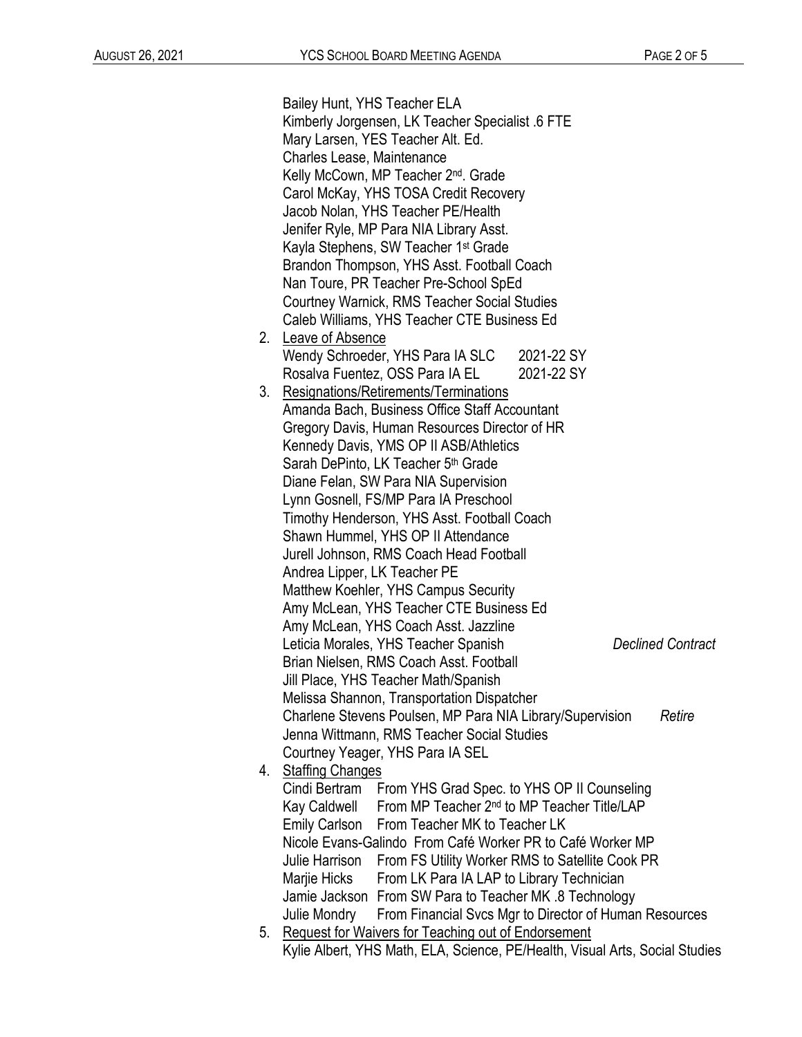Bailey Hunt, YHS Teacher ELA
Kimberly Jorgensen, LK Teacher Specialist .6 FTE
Mary Larsen, YES Teacher Alt. Ed.
Charles Lease, Maintenance
Kelly McCown, MP Teacher 2nd. Grade
Carol McKay, YHS TOSA Credit Recovery
Jacob Nolan, YHS Teacher PE/Health
Jenifer Ryle, MP Para NIA Library Asst.
Kayla Stephens, SW Teacher 1st Grade
Brandon Thompson, YHS Asst. Football Coach
Nan Toure, PR Teacher Pre-School SpEd
Courtney Warnick, RMS Teacher Social Studies
Caleb Williams, YHS Teacher CTE Business Ed

2. Leave of Absence
   Wendy Schroeder, YHS Para IA SLC 2021-22 SY
   Rosalva Fuentez, OSS Para IA EL 2021-22 SY
3. Resignations/Retirements/Terminations
   Amanda Bach, Business Office Staff Accountant
   Gregory Davis, Human Resources Director of HR
   Kennedy Davis, YMS OP II ASB/Athletics
   Sarah DePinto, LK Teacher 5th Grade
   Diane Felan, SW Para NIA Supervision
   Lynn Gosnell, FS/MP Para IA Preschool
   Timothy Henderson, YHS Asst. Football Coach
   Shawn Hummel, YHS OP II Attendance
   Jurell Johnson, RMS Coach Head Football
   Andrea Lipper, LK Teacher PE
   Matthew Koehler, YHS Campus Security
   Amy McLean, YHS Teacher CTE Business Ed
   Amy McLean, YHS Coach Asst. Jazzline
   Leticia Morales, YHS Teacher Spanish *Declined Contract*
   Brian Nielsen, RMS Coach Asst. Football
   Jill Place, YHS Teacher Math/Spanish
   Melissa Shannon, Transportation Dispatcher
   Charlene Stevens Poulsen, MP Para NIA Library/Supervision *Retire*
   Jenna Wittmann, RMS Teacher Social Studies
   Courtney Yeager, YHS Para IA SEL
4. Staffing Changes
   Cindi Bertram From YHS Grad Spec. to YHS OP II Counseling
   Kay Caldwell From MP Teacher 2nd to MP Teacher Title/LAP
   Emily Carlson From Teacher MK to Teacher LK
   Nicole Evans-Galindo From Café Worker PR to Café Worker MP
   Julie Harrison From FS Utility Worker RMS to Satellite Cook PR
   Marjie Hicks From LK Para IA LAP to Library Technician
   Jamie Jackson From SW Para to Teacher MK .8 Technology
   Julie Mondry From Financial Svcs Mgr to Director of Human Resources
5. Request for Waivers for Teaching out of Endorsement
   Kylie Albert, YHS Math, ELA, Science, PE/Health, Visual Arts, Social Studies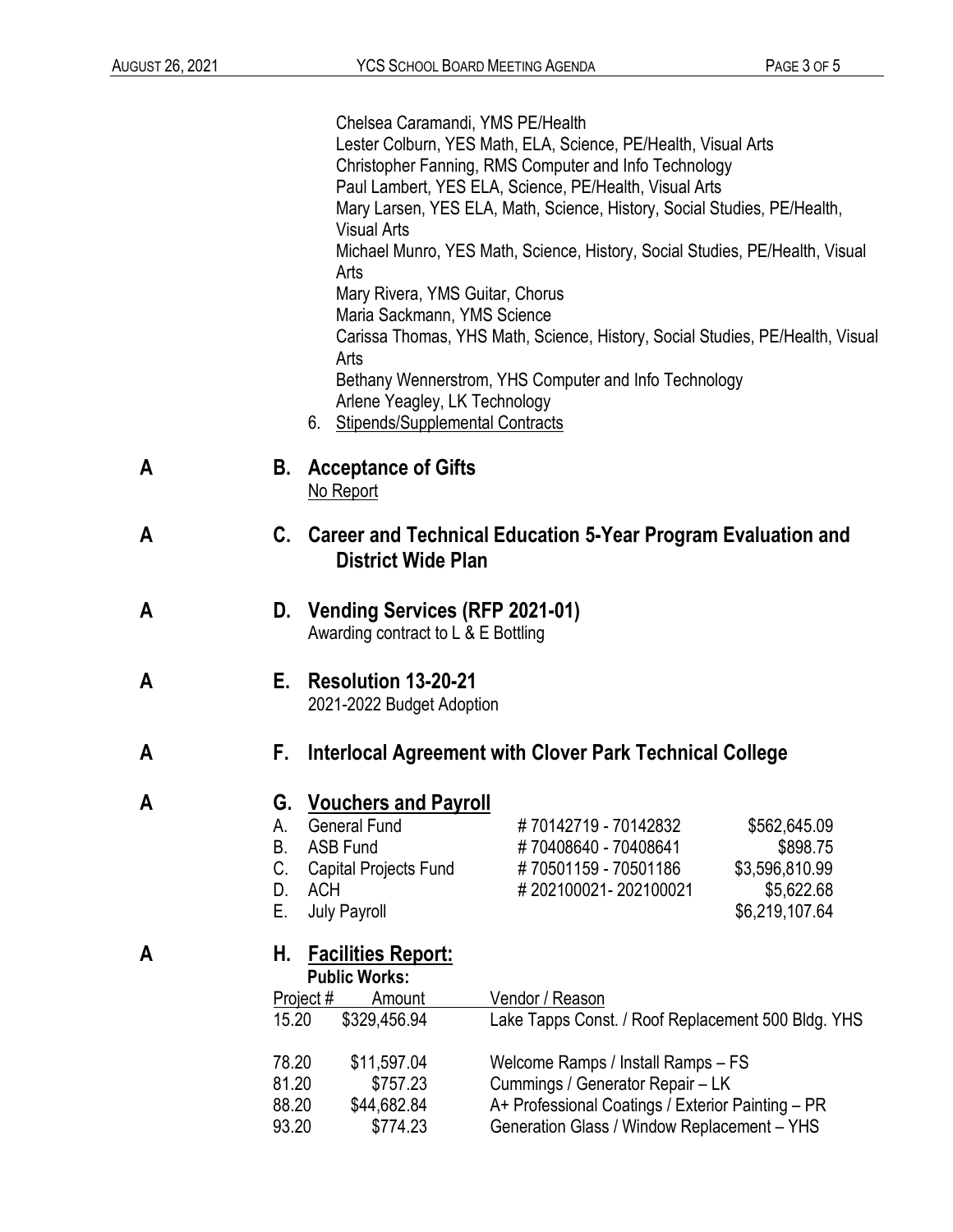Chelsea Caramandi, YMS PE/Health
Lester Colburn, YES Math, ELA, Science, PE/Health, Visual Arts
Christopher Fanning, RMS Computer and Info Technology
Paul Lambert, YES ELA, Science, PE/Health, Visual Arts
Mary Larsen, YES ELA, Math, Science, History, Social Studies, PE/Health, Visual Arts
Michael Munro, YES Math, Science, History, Social Studies, PE/Health, Visual Arts
Mary Rivera, YMS Guitar, Chorus
Maria Sackmann, YMS Science
Carissa Thomas, YHS Math, Science, History, Social Studies, PE/Health, Visual Arts
Bethany Wennerstrom, YHS Computer and Info Technology
Arlene Yeagley, LK Technology

6. Stipends/Supplemental Contracts

**A** **B. Acceptance of Gifts**
No Report

**A** **C. Career and Technical Education 5-Year Program Evaluation and District Wide Plan**

**A** **D. Vending Services (RFP 2021-01)**
Awarding contract to L & E Bottling

**A** **E. Resolution 13-20-21**
2021-2022 Budget Adoption

**A** **F. Interlocal Agreement with Clover Park Technical College**

**A** **G. Vouchers and Payroll**

| | | | |
|---|---|---|---|
| A. | General Fund | # 70142719 - 70142832 | $562,645.09 |
| B. | ASB Fund | # 70408640 - 70408641 | $898.75 |
| C. | Capital Projects Fund | # 70501159 - 70501186 | $3,596,810.99 |
| D. | ACH | # 202100021- 202100021 | $5,622.68 |
| E. | July Payroll | | $6,219,107.64 |

**A** **H. Facilities Report:**

**Public Works:**

| Project # | Amount | Vendor / Reason |
|---|---|---|
| 15.20 | $329,456.94 | Lake Tapps Const. / Roof Replacement 500 Bldg. YHS |
| 78.20 | $11,597.04 | Welcome Ramps / Install Ramps – FS |
| 81.20 | $757.23 | Cummings / Generator Repair – LK |
| 88.20 | $44,682.84 | A+ Professional Coatings / Exterior Painting – PR |
| 93.20 | $774.23 | Generation Glass / Window Replacement – YHS |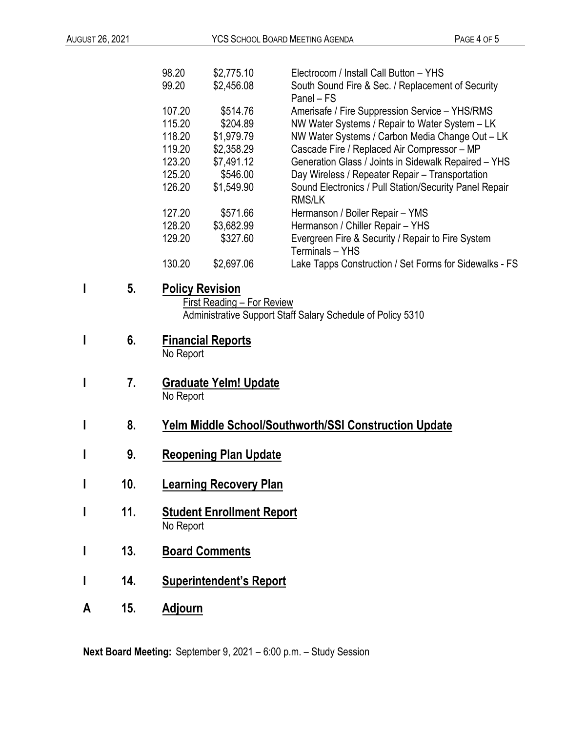| | | |
|---|---|---|
| 98.20 | $2,775.10 | Electrocom / Install Call Button – YHS |
| 99.20 | $2,456.08 | South Sound Fire & Sec. / Replacement of Security Panel – FS |
| 107.20 | $514.76 | Amerisafe / Fire Suppression Service – YHS/RMS |
| 115.20 | $204.89 | NW Water Systems / Repair to Water System – LK |
| 118.20 | $1,979.79 | NW Water Systems / Carbon Media Change Out – LK |
| 119.20 | $2,358.29 | Cascade Fire / Replaced Air Compressor – MP |
| 123.20 | $7,491.12 | Generation Glass / Joints in Sidewalk Repaired – YHS |
| 125.20 | $546.00 | Day Wireless / Repeater Repair – Transportation |
| 126.20 | $1,549.90 | Sound Electronics / Pull Station/Security Panel Repair RMS/LK |
| 127.20 | $571.66 | Hermanson / Boiler Repair – YMS |
| 128.20 | $3,682.99 | Hermanson / Chiller Repair – YHS |
| 129.20 | $327.60 | Evergreen Fire & Security / Repair to Fire System Terminals – YHS |
| 130.20 | $2,697.06 | Lake Tapps Construction / Set Forms for Sidewalks - FS |

**I 5. Policy Revision**

First Reading – For Review

Administrative Support Staff Salary Schedule of Policy 5310

**I 6. Financial Reports**

No Report

**I 7. Graduate Yelm! Update**

No Report

**I 8. Yelm Middle School/Southworth/SSI Construction Update**

**I 9. Reopening Plan Update**

**I 10. Learning Recovery Plan**

**I 11. Student Enrollment Report**

No Report

**I 13. Board Comments**

**I 14. Superintendent's Report**

**A 15. Adjourn**

**Next Board Meeting:** September 9, 2021 – 6:00 p.m. – Study Session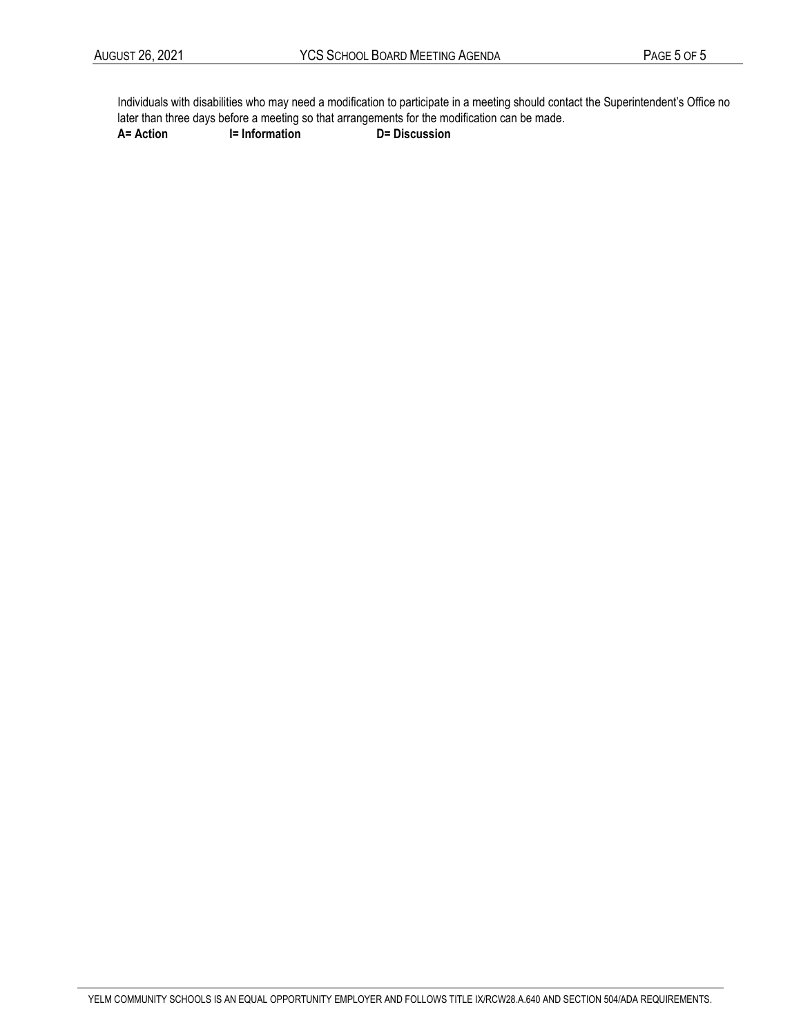Individuals with disabilities who may need a modification to participate in a meeting should contact the Superintendent's Office no later than three days before a meeting so that arrangements for the modification can be made.

**A= Action        I= Information        D= Discussion**

YELM COMMUNITY SCHOOLS IS AN EQUAL OPPORTUNITY EMPLOYER AND FOLLOWS TITLE IX/RCW28.A.640 AND SECTION 504/ADA REQUIREMENTS.